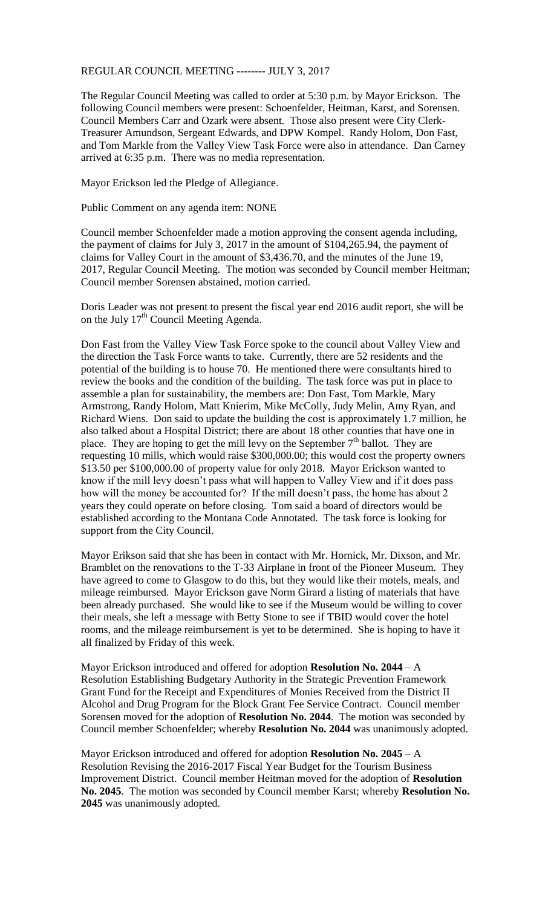REGULAR COUNCIL MEETING -------- JULY 3, 2017

The Regular Council Meeting was called to order at 5:30 p.m. by Mayor Erickson. The following Council members were present: Schoenfelder, Heitman, Karst, and Sorensen. Council Members Carr and Ozark were absent. Those also present were City Clerk-Treasurer Amundson, Sergeant Edwards, and DPW Kompel. Randy Holom, Don Fast, and Tom Markle from the Valley View Task Force were also in attendance. Dan Carney arrived at 6:35 p.m. There was no media representation.

Mayor Erickson led the Pledge of Allegiance.

Public Comment on any agenda item: NONE

Council member Schoenfelder made a motion approving the consent agenda including, the payment of claims for July 3, 2017 in the amount of $104,265.94, the payment of claims for Valley Court in the amount of $3,436.70, and the minutes of the June 19, 2017, Regular Council Meeting. The motion was seconded by Council member Heitman; Council member Sorensen abstained, motion carried.

Doris Leader was not present to present the fiscal year end 2016 audit report, she will be on the July 17th Council Meeting Agenda.

Don Fast from the Valley View Task Force spoke to the council about Valley View and the direction the Task Force wants to take. Currently, there are 52 residents and the potential of the building is to house 70. He mentioned there were consultants hired to review the books and the condition of the building. The task force was put in place to assemble a plan for sustainability, the members are: Don Fast, Tom Markle, Mary Armstrong, Randy Holom, Matt Knierim, Mike McColly, Judy Melin, Amy Ryan, and Richard Wiens. Don said to update the building the cost is approximately 1.7 million, he also talked about a Hospital District; there are about 18 other counties that have one in place. They are hoping to get the mill levy on the September 7th ballot. They are requesting 10 mills, which would raise $300,000.00; this would cost the property owners $13.50 per $100,000.00 of property value for only 2018. Mayor Erickson wanted to know if the mill levy doesn't pass what will happen to Valley View and if it does pass how will the money be accounted for? If the mill doesn't pass, the home has about 2 years they could operate on before closing. Tom said a board of directors would be established according to the Montana Code Annotated. The task force is looking for support from the City Council.

Mayor Erikson said that she has been in contact with Mr. Hornick, Mr. Dixson, and Mr. Bramblet on the renovations to the T-33 Airplane in front of the Pioneer Museum. They have agreed to come to Glasgow to do this, but they would like their motels, meals, and mileage reimbursed. Mayor Erickson gave Norm Girard a listing of materials that have been already purchased. She would like to see if the Museum would be willing to cover their meals, she left a message with Betty Stone to see if TBID would cover the hotel rooms, and the mileage reimbursement is yet to be determined. She is hoping to have it all finalized by Friday of this week.

Mayor Erickson introduced and offered for adoption **Resolution No. 2044** – A Resolution Establishing Budgetary Authority in the Strategic Prevention Framework Grant Fund for the Receipt and Expenditures of Monies Received from the District II Alcohol and Drug Program for the Block Grant Fee Service Contract. Council member Sorensen moved for the adoption of **Resolution No. 2044**. The motion was seconded by Council member Schoenfelder; whereby **Resolution No. 2044** was unanimously adopted.

Mayor Erickson introduced and offered for adoption **Resolution No. 2045** – A Resolution Revising the 2016-2017 Fiscal Year Budget for the Tourism Business Improvement District. Council member Heitman moved for the adoption of **Resolution No. 2045**. The motion was seconded by Council member Karst; whereby **Resolution No. 2045** was unanimously adopted.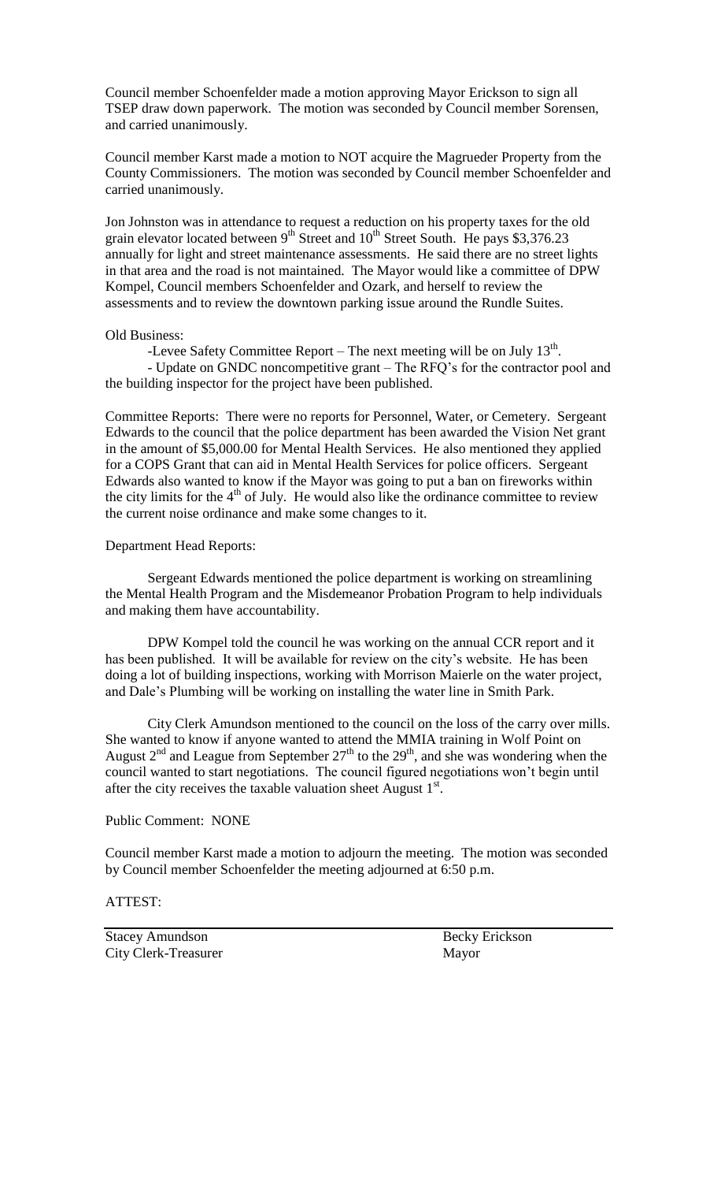Council member Schoenfelder made a motion approving Mayor Erickson to sign all TSEP draw down paperwork. The motion was seconded by Council member Sorensen, and carried unanimously.

Council member Karst made a motion to NOT acquire the Magrueder Property from the County Commissioners. The motion was seconded by Council member Schoenfelder and carried unanimously.

Jon Johnston was in attendance to request a reduction on his property taxes for the old grain elevator located between 9th Street and 10th Street South. He pays $3,376.23 annually for light and street maintenance assessments. He said there are no street lights in that area and the road is not maintained. The Mayor would like a committee of DPW Kompel, Council members Schoenfelder and Ozark, and herself to review the assessments and to review the downtown parking issue around the Rundle Suites.

Old Business:

-Levee Safety Committee Report – The next meeting will be on July 13th.

- Update on GNDC noncompetitive grant – The RFQ's for the contractor pool and the building inspector for the project have been published.

Committee Reports: There were no reports for Personnel, Water, or Cemetery. Sergeant Edwards to the council that the police department has been awarded the Vision Net grant in the amount of $5,000.00 for Mental Health Services. He also mentioned they applied for a COPS Grant that can aid in Mental Health Services for police officers. Sergeant Edwards also wanted to know if the Mayor was going to put a ban on fireworks within the city limits for the 4th of July. He would also like the ordinance committee to review the current noise ordinance and make some changes to it.

Department Head Reports:

Sergeant Edwards mentioned the police department is working on streamlining the Mental Health Program and the Misdemeanor Probation Program to help individuals and making them have accountability.

DPW Kompel told the council he was working on the annual CCR report and it has been published. It will be available for review on the city's website. He has been doing a lot of building inspections, working with Morrison Maierle on the water project, and Dale's Plumbing will be working on installing the water line in Smith Park.

City Clerk Amundson mentioned to the council on the loss of the carry over mills. She wanted to know if anyone wanted to attend the MMIA training in Wolf Point on August 2nd and League from September 27th to the 29th, and she was wondering when the council wanted to start negotiations. The council figured negotiations won't begin until after the city receives the taxable valuation sheet August 1st.

Public Comment: NONE

Council member Karst made a motion to adjourn the meeting. The motion was seconded by Council member Schoenfelder the meeting adjourned at 6:50 p.m.

ATTEST:

| | |
|---|---|
| Stacey Amundson | Becky Erickson |
| City Clerk-Treasurer | Mayor |